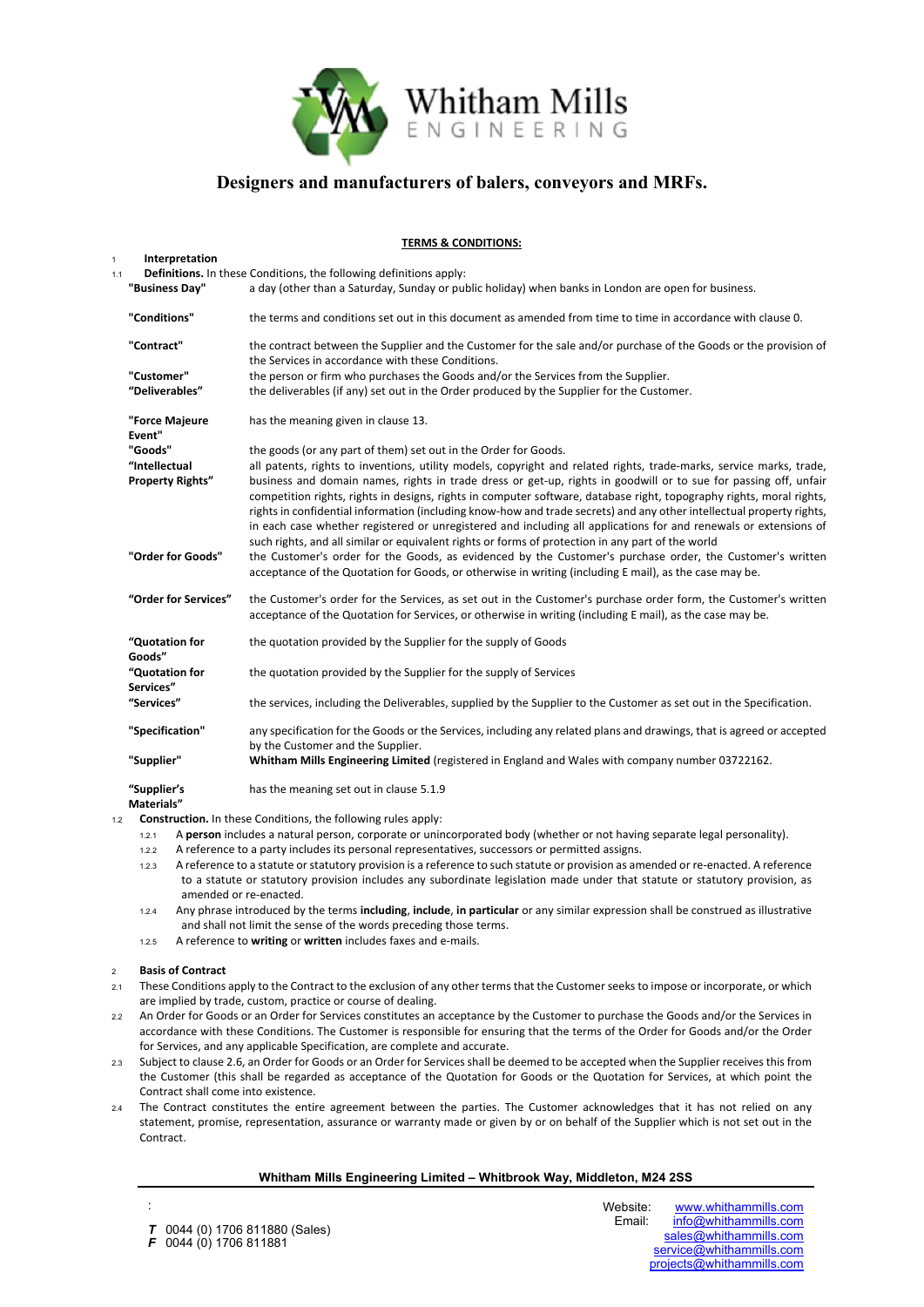Whitham Mills ENGINEERING

## Designers and manufacturers of balers, conveyors and MRFs.

**TERMS & CONDITIONS:**

1 **Interpretation**

1.1 **Definitions.** In these Conditions, the following definitions apply:

| Term | Definition |
|---|---|
| **"Business Day"** | a day (other than a Saturday, Sunday or public holiday) when banks in London are open for business. |
| **"Conditions"** | the terms and conditions set out in this document as amended from time to time in accordance with clause 0. |
| **"Contract"** | the contract between the Supplier and the Customer for the sale and/or purchase of the Goods or the provision of the Services in accordance with these Conditions. |
| **"Customer"** | the person or firm who purchases the Goods and/or the Services from the Supplier. |
| **"Deliverables"** | the deliverables (if any) set out in the Order produced by the Supplier for the Customer. |
| **"Force Majeure Event"** | has the meaning given in clause 13. |
| **"Goods"** | the goods (or any part of them) set out in the Order for Goods. |
| **"Intellectual Property Rights"** | all patents, rights to inventions, utility models, copyright and related rights, trade-marks, service marks, trade, business and domain names, rights in trade dress or get-up, rights in goodwill or to sue for passing off, unfair competition rights, rights in designs, rights in computer software, database right, topography rights, moral rights, rights in confidential information (including know-how and trade secrets) and any other intellectual property rights, in each case whether registered or unregistered and including all applications for and renewals or extensions of such rights, and all similar or equivalent rights or forms of protection in any part of the world |
| **"Order for Goods"** | the Customer's order for the Goods, as evidenced by the Customer's purchase order, the Customer's written acceptance of the Quotation for Goods, or otherwise in writing (including E mail), as the case may be. |
| **"Order for Services"** | the Customer's order for the Services, as set out in the Customer's purchase order form, the Customer's written acceptance of the Quotation for Services, or otherwise in writing (including E mail), as the case may be. |
| **"Quotation for Goods"** | the quotation provided by the Supplier for the supply of Goods |
| **"Quotation for Services"** | the quotation provided by the Supplier for the supply of Services |
| **"Services"** | the services, including the Deliverables, supplied by the Supplier to the Customer as set out in the Specification. |
| **"Specification"** | any specification for the Goods or the Services, including any related plans and drawings, that is agreed or accepted by the Customer and the Supplier. |
| **"Supplier"** | **Whitham Mills Engineering Limited** (registered in England and Wales with company number 03722162. |
| **"Supplier's Materials"** | has the meaning set out in clause 5.1.9 |

1.2 **Construction.** In these Conditions, the following rules apply:

1.2.1 A **person** includes a natural person, corporate or unincorporated body (whether or not having separate legal personality).

1.2.2 A reference to a party includes its personal representatives, successors or permitted assigns.

1.2.3 A reference to a statute or statutory provision is a reference to such statute or provision as amended or re-enacted. A reference to a statute or statutory provision includes any subordinate legislation made under that statute or statutory provision, as amended or re-enacted.

1.2.4 Any phrase introduced by the terms **including**, **include**, **in particular** or any similar expression shall be construed as illustrative and shall not limit the sense of the words preceding those terms.

1.2.5 A reference to **writing** or **written** includes faxes and e-mails.

2 **Basis of Contract**

2.1 These Conditions apply to the Contract to the exclusion of any other terms that the Customer seeks to impose or incorporate, or which are implied by trade, custom, practice or course of dealing.

2.2 An Order for Goods or an Order for Services constitutes an acceptance by the Customer to purchase the Goods and/or the Services in accordance with these Conditions. The Customer is responsible for ensuring that the terms of the Order for Goods and/or the Order for Services, and any applicable Specification, are complete and accurate.

2.3 Subject to clause 2.6, an Order for Goods or an Order for Services shall be deemed to be accepted when the Supplier receives this from the Customer (this shall be regarded as acceptance of the Quotation for Goods or the Quotation for Services, at which point the Contract shall come into existence.

2.4 The Contract constitutes the entire agreement between the parties. The Customer acknowledges that it has not relied on any statement, promise, representation, assurance or warranty made or given by or on behalf of the Supplier which is not set out in the Contract.

**Whitham Mills Engineering Limited – Whitbrook Way, Middleton, M24 2SS**

*T* 0044 (0) 1706 811880 (Sales)
*F* 0044 (0) 1706 811881

Website: www.whithammills.com
Email: info@whithammills.com
sales@whithammills.com
service@whithammills.com
projects@whithammills.com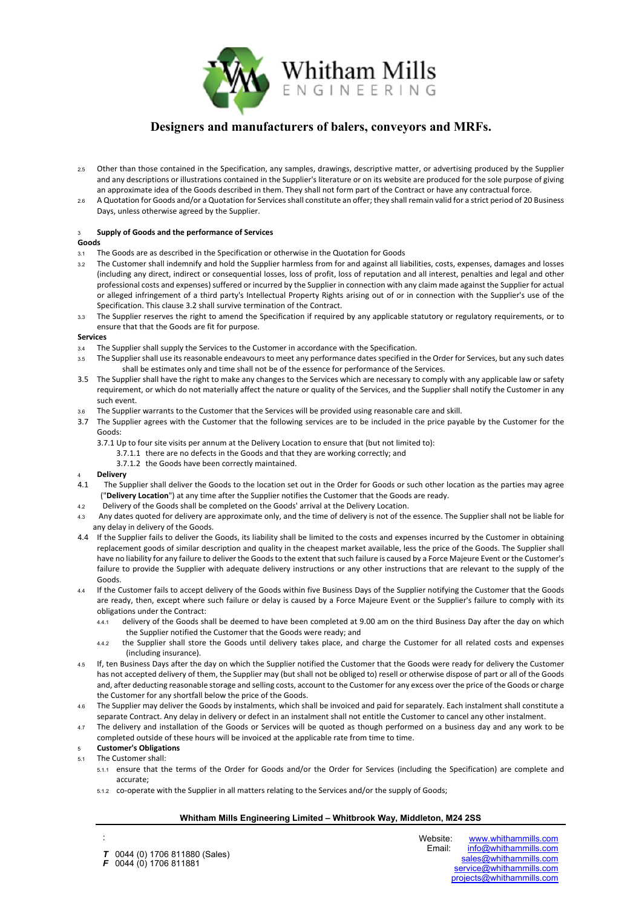2.5 Other than those contained in the Specification, any samples, drawings, descriptive matter, or advertising produced by the Supplier and any descriptions or illustrations contained in the Supplier's literature or on its website are produced for the sole purpose of giving an approximate idea of the Goods described in them. They shall not form part of the Contract or have any contractual force.

2.6 A Quotation for Goods and/or a Quotation for Services shall constitute an offer; they shall remain valid for a strict period of 20 Business Days, unless otherwise agreed by the Supplier.

## 3 Supply of Goods and the performance of Services

**Goods**

3.1 The Goods are as described in the Specification or otherwise in the Quotation for Goods

3.2 The Customer shall indemnify and hold the Supplier harmless from for and against all liabilities, costs, expenses, damages and losses (including any direct, indirect or consequential losses, loss of profit, loss of reputation and all interest, penalties and legal and other professional costs and expenses) suffered or incurred by the Supplier in connection with any claim made against the Supplier for actual or alleged infringement of a third party's Intellectual Property Rights arising out of or in connection with the Supplier's use of the Specification. This clause 3.2 shall survive termination of the Contract.

3.3 The Supplier reserves the right to amend the Specification if required by any applicable statutory or regulatory requirements, or to ensure that that the Goods are fit for purpose.

**Services**

3.4 The Supplier shall supply the Services to the Customer in accordance with the Specification.

3.5 The Supplier shall use its reasonable endeavours to meet any performance dates specified in the Order for Services, but any such dates shall be estimates only and time shall not be of the essence for performance of the Services.

3.5 The Supplier shall have the right to make any changes to the Services which are necessary to comply with any applicable law or safety requirement, or which do not materially affect the nature or quality of the Services, and the Supplier shall notify the Customer in any such event.

3.6 The Supplier warrants to the Customer that the Services will be provided using reasonable care and skill.

3.7 The Supplier agrees with the Customer that the following services are to be included in the price payable by the Customer for the Goods:

3.7.1 Up to four site visits per annum at the Delivery Location to ensure that (but not limited to):

3.7.1.1 there are no defects in the Goods and that they are working correctly; and

3.7.1.2 the Goods have been correctly maintained.

## 4 Delivery

4.1 The Supplier shall deliver the Goods to the location set out in the Order for Goods or such other location as the parties may agree ("**Delivery Location**") at any time after the Supplier notifies the Customer that the Goods are ready.

4.2 Delivery of the Goods shall be completed on the Goods' arrival at the Delivery Location.

4.3 Any dates quoted for delivery are approximate only, and the time of delivery is not of the essence. The Supplier shall not be liable for any delay in delivery of the Goods.

4.4 If the Supplier fails to deliver the Goods, its liability shall be limited to the costs and expenses incurred by the Customer in obtaining replacement goods of similar description and quality in the cheapest market available, less the price of the Goods. The Supplier shall have no liability for any failure to deliver the Goods to the extent that such failure is caused by a Force Majeure Event or the Customer's failure to provide the Supplier with adequate delivery instructions or any other instructions that are relevant to the supply of the Goods.

4.4 If the Customer fails to accept delivery of the Goods within five Business Days of the Supplier notifying the Customer that the Goods are ready, then, except where such failure or delay is caused by a Force Majeure Event or the Supplier's failure to comply with its obligations under the Contract:

4.4.1 delivery of the Goods shall be deemed to have been completed at 9.00 am on the third Business Day after the day on which the Supplier notified the Customer that the Goods were ready; and

4.4.2 the Supplier shall store the Goods until delivery takes place, and charge the Customer for all related costs and expenses (including insurance).

4.5 If, ten Business Days after the day on which the Supplier notified the Customer that the Goods were ready for delivery the Customer has not accepted delivery of them, the Supplier may (but shall not be obliged to) resell or otherwise dispose of part or all of the Goods and, after deducting reasonable storage and selling costs, account to the Customer for any excess over the price of the Goods or charge the Customer for any shortfall below the price of the Goods.

4.6 The Supplier may deliver the Goods by instalments, which shall be invoiced and paid for separately. Each instalment shall constitute a separate Contract. Any delay in delivery or defect in an instalment shall not entitle the Customer to cancel any other instalment.

4.7 The delivery and installation of the Goods or Services will be quoted as though performed on a business day and any work to be completed outside of these hours will be invoiced at the applicable rate from time to time.

## 5 Customer's Obligations

5.1 The Customer shall:

5.1.1 ensure that the terms of the Order for Goods and/or the Order for Services (including the Specification) are complete and accurate;

5.1.2 co-operate with the Supplier in all matters relating to the Services and/or the supply of Goods;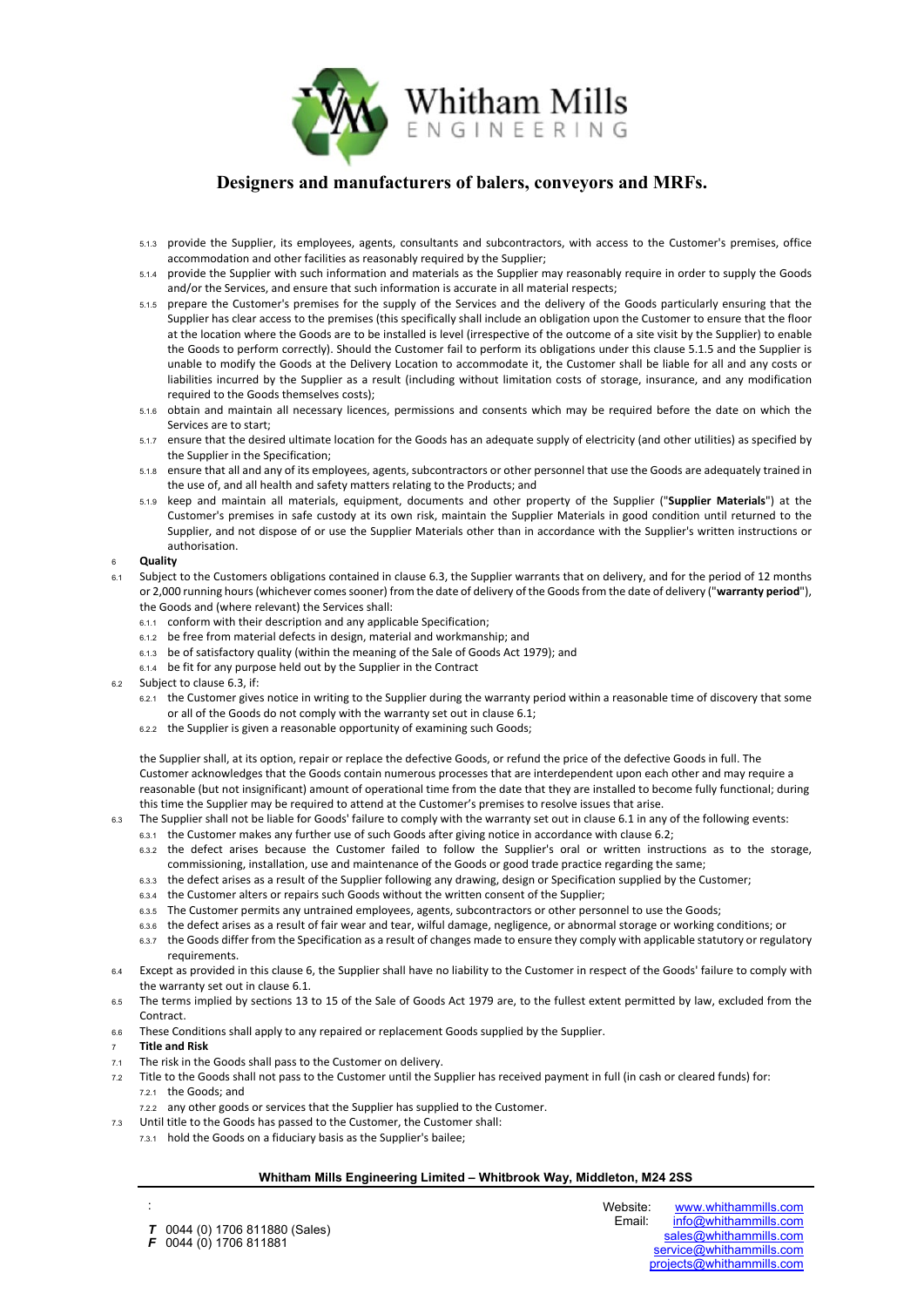5.1.3 provide the Supplier, its employees, agents, consultants and subcontractors, with access to the Customer's premises, office accommodation and other facilities as reasonably required by the Supplier;

5.1.4 provide the Supplier with such information and materials as the Supplier may reasonably require in order to supply the Goods and/or the Services, and ensure that such information is accurate in all material respects;

5.1.5 prepare the Customer's premises for the supply of the Services and the delivery of the Goods particularly ensuring that the Supplier has clear access to the premises (this specifically shall include an obligation upon the Customer to ensure that the floor at the location where the Goods are to be installed is level (irrespective of the outcome of a site visit by the Supplier) to enable the Goods to perform correctly). Should the Customer fail to perform its obligations under this clause 5.1.5 and the Supplier is unable to modify the Goods at the Delivery Location to accommodate it, the Customer shall be liable for all and any costs or liabilities incurred by the Supplier as a result (including without limitation costs of storage, insurance, and any modification required to the Goods themselves costs);

5.1.6 obtain and maintain all necessary licences, permissions and consents which may be required before the date on which the Services are to start;

5.1.7 ensure that the desired ultimate location for the Goods has an adequate supply of electricity (and other utilities) as specified by the Supplier in the Specification;

5.1.8 ensure that all and any of its employees, agents, subcontractors or other personnel that use the Goods are adequately trained in the use of, and all health and safety matters relating to the Products; and

5.1.9 keep and maintain all materials, equipment, documents and other property of the Supplier ("**Supplier Materials**") at the Customer's premises in safe custody at its own risk, maintain the Supplier Materials in good condition until returned to the Supplier, and not dispose of or use the Supplier Materials other than in accordance with the Supplier's written instructions or authorisation.

6 **Quality**

6.1 Subject to the Customers obligations contained in clause 6.3, the Supplier warrants that on delivery, and for the period of 12 months or 2,000 running hours (whichever comes sooner) from the date of delivery of the Goods from the date of delivery ("**warranty period**"), the Goods and (where relevant) the Services shall:

6.1.1 conform with their description and any applicable Specification;

6.1.2 be free from material defects in design, material and workmanship; and

6.1.3 be of satisfactory quality (within the meaning of the Sale of Goods Act 1979); and

6.1.4 be fit for any purpose held out by the Supplier in the Contract

6.2 Subject to clause 6.3, if:

6.2.1 the Customer gives notice in writing to the Supplier during the warranty period within a reasonable time of discovery that some or all of the Goods do not comply with the warranty set out in clause 6.1;

6.2.2 the Supplier is given a reasonable opportunity of examining such Goods;

the Supplier shall, at its option, repair or replace the defective Goods, or refund the price of the defective Goods in full. The Customer acknowledges that the Goods contain numerous processes that are interdependent upon each other and may require a reasonable (but not insignificant) amount of operational time from the date that they are installed to become fully functional; during this time the Supplier may be required to attend at the Customer's premises to resolve issues that arise.

6.3 The Supplier shall not be liable for Goods' failure to comply with the warranty set out in clause 6.1 in any of the following events:

6.3.1 the Customer makes any further use of such Goods after giving notice in accordance with clause 6.2;

6.3.2 the defect arises because the Customer failed to follow the Supplier's oral or written instructions as to the storage, commissioning, installation, use and maintenance of the Goods or good trade practice regarding the same;

6.3.3 the defect arises as a result of the Supplier following any drawing, design or Specification supplied by the Customer;

6.3.4 the Customer alters or repairs such Goods without the written consent of the Supplier;

6.3.5 The Customer permits any untrained employees, agents, subcontractors or other personnel to use the Goods;

6.3.6 the defect arises as a result of fair wear and tear, wilful damage, negligence, or abnormal storage or working conditions; or

6.3.7 the Goods differ from the Specification as a result of changes made to ensure they comply with applicable statutory or regulatory requirements.

6.4 Except as provided in this clause 6, the Supplier shall have no liability to the Customer in respect of the Goods' failure to comply with the warranty set out in clause 6.1.

6.5 The terms implied by sections 13 to 15 of the Sale of Goods Act 1979 are, to the fullest extent permitted by law, excluded from the Contract.

6.6 These Conditions shall apply to any repaired or replacement Goods supplied by the Supplier.

7 **Title and Risk**

7.1 The risk in the Goods shall pass to the Customer on delivery.

7.2 Title to the Goods shall not pass to the Customer until the Supplier has received payment in full (in cash or cleared funds) for:

7.2.1 the Goods; and

7.2.2 any other goods or services that the Supplier has supplied to the Customer.

7.3 Until title to the Goods has passed to the Customer, the Customer shall:

7.3.1 hold the Goods on a fiduciary basis as the Supplier's bailee;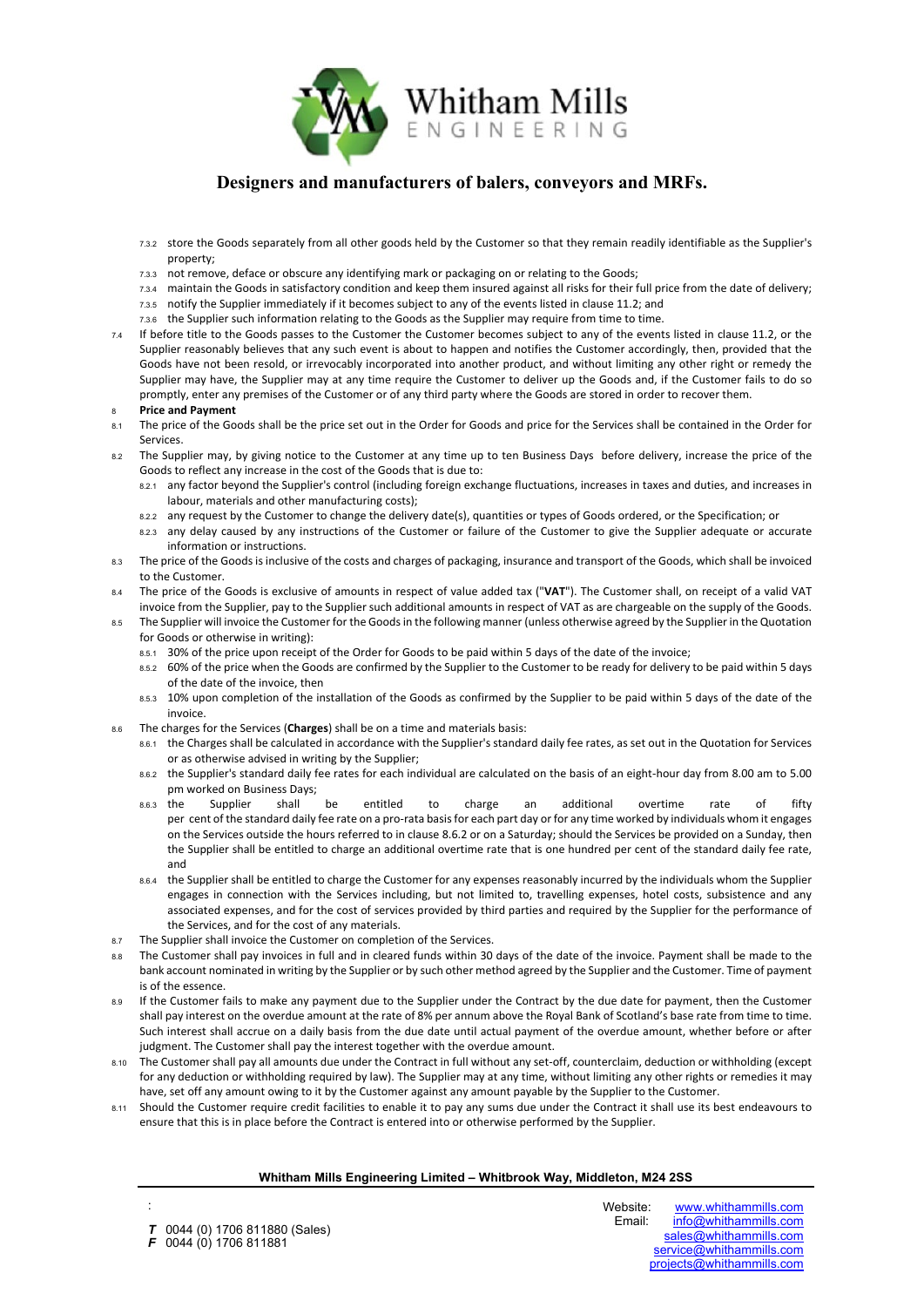- 7.3.2 store the Goods separately from all other goods held by the Customer so that they remain readily identifiable as the Supplier's property;
- 7.3.3 not remove, deface or obscure any identifying mark or packaging on or relating to the Goods;
- 7.3.4 maintain the Goods in satisfactory condition and keep them insured against all risks for their full price from the date of delivery;
- 7.3.5 notify the Supplier immediately if it becomes subject to any of the events listed in clause 11.2; and
- 7.3.6 the Supplier such information relating to the Goods as the Supplier may require from time to time.

7.4 If before title to the Goods passes to the Customer the Customer becomes subject to any of the events listed in clause 11.2, or the Supplier reasonably believes that any such event is about to happen and notifies the Customer accordingly, then, provided that the Goods have not been resold, or irrevocably incorporated into another product, and without limiting any other right or remedy the Supplier may have, the Supplier may at any time require the Customer to deliver up the Goods and, if the Customer fails to do so promptly, enter any premises of the Customer or of any third party where the Goods are stored in order to recover them.

8 **Price and Payment**

8.1 The price of the Goods shall be the price set out in the Order for Goods and price for the Services shall be contained in the Order for Services.

8.2 The Supplier may, by giving notice to the Customer at any time up to ten Business Days before delivery, increase the price of the Goods to reflect any increase in the cost of the Goods that is due to:

- 8.2.1 any factor beyond the Supplier's control (including foreign exchange fluctuations, increases in taxes and duties, and increases in labour, materials and other manufacturing costs);
- 8.2.2 any request by the Customer to change the delivery date(s), quantities or types of Goods ordered, or the Specification; or
- 8.2.3 any delay caused by any instructions of the Customer or failure of the Customer to give the Supplier adequate or accurate information or instructions.

8.3 The price of the Goods is inclusive of the costs and charges of packaging, insurance and transport of the Goods, which shall be invoiced to the Customer.

8.4 The price of the Goods is exclusive of amounts in respect of value added tax ("**VAT**"). The Customer shall, on receipt of a valid VAT invoice from the Supplier, pay to the Supplier such additional amounts in respect of VAT as are chargeable on the supply of the Goods.

8.5 The Supplier will invoice the Customer for the Goods in the following manner (unless otherwise agreed by the Supplier in the Quotation for Goods or otherwise in writing):

- 8.5.1 30% of the price upon receipt of the Order for Goods to be paid within 5 days of the date of the invoice;
- 8.5.2 60% of the price when the Goods are confirmed by the Supplier to the Customer to be ready for delivery to be paid within 5 days of the date of the invoice, then
- 8.5.3 10% upon completion of the installation of the Goods as confirmed by the Supplier to be paid within 5 days of the date of the invoice.

8.6 The charges for the Services (**Charges**) shall be on a time and materials basis:

- 8.6.1 the Charges shall be calculated in accordance with the Supplier's standard daily fee rates, as set out in the Quotation for Services or as otherwise advised in writing by the Supplier;
- 8.6.2 the Supplier's standard daily fee rates for each individual are calculated on the basis of an eight-hour day from 8.00 am to 5.00 pm worked on Business Days;
- 8.6.3 the Supplier shall be entitled to charge an additional overtime rate of fifty per cent of the standard daily fee rate on a pro-rata basis for each part day or for any time worked by individuals whom it engages on the Services outside the hours referred to in clause 8.6.2 or on a Saturday; should the Services be provided on a Sunday, then the Supplier shall be entitled to charge an additional overtime rate that is one hundred per cent of the standard daily fee rate, and
- 8.6.4 the Supplier shall be entitled to charge the Customer for any expenses reasonably incurred by the individuals whom the Supplier engages in connection with the Services including, but not limited to, travelling expenses, hotel costs, subsistence and any associated expenses, and for the cost of services provided by third parties and required by the Supplier for the performance of the Services, and for the cost of any materials.

8.7 The Supplier shall invoice the Customer on completion of the Services.

8.8 The Customer shall pay invoices in full and in cleared funds within 30 days of the date of the invoice. Payment shall be made to the bank account nominated in writing by the Supplier or by such other method agreed by the Supplier and the Customer. Time of payment is of the essence.

8.9 If the Customer fails to make any payment due to the Supplier under the Contract by the due date for payment, then the Customer shall pay interest on the overdue amount at the rate of 8% per annum above the Royal Bank of Scotland's base rate from time to time. Such interest shall accrue on a daily basis from the due date until actual payment of the overdue amount, whether before or after judgment. The Customer shall pay the interest together with the overdue amount.

8.10 The Customer shall pay all amounts due under the Contract in full without any set-off, counterclaim, deduction or withholding (except for any deduction or withholding required by law). The Supplier may at any time, without limiting any other rights or remedies it may have, set off any amount owing to it by the Customer against any amount payable by the Supplier to the Customer.

8.11 Should the Customer require credit facilities to enable it to pay any sums due under the Contract it shall use its best endeavours to ensure that this is in place before the Contract is entered into or otherwise performed by the Supplier.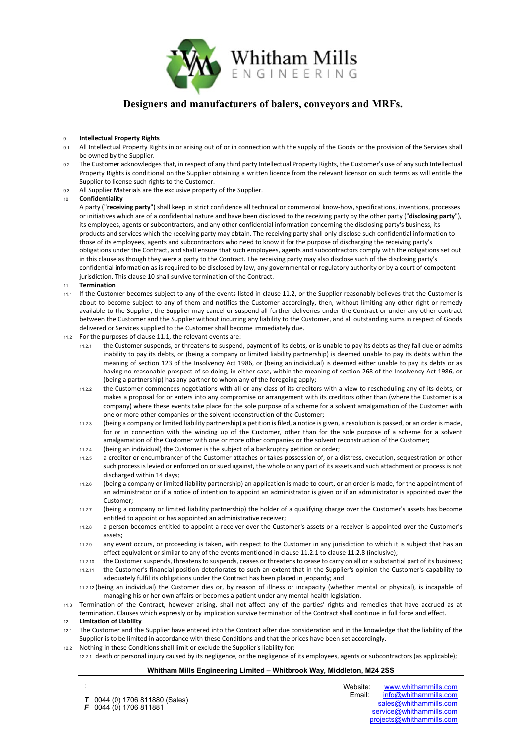## 9 Intellectual Property Rights

9.1 All Intellectual Property Rights in or arising out of or in connection with the supply of the Goods or the provision of the Services shall be owned by the Supplier.

9.2 The Customer acknowledges that, in respect of any third party Intellectual Property Rights, the Customer's use of any such Intellectual Property Rights is conditional on the Supplier obtaining a written licence from the relevant licensor on such terms as will entitle the Supplier to license such rights to the Customer.

9.3 All Supplier Materials are the exclusive property of the Supplier.

## 10 Confidentiality

A party ("**receiving party**") shall keep in strict confidence all technical or commercial know-how, specifications, inventions, processes or initiatives which are of a confidential nature and have been disclosed to the receiving party by the other party ("**disclosing party**"), its employees, agents or subcontractors, and any other confidential information concerning the disclosing party's business, its products and services which the receiving party may obtain. The receiving party shall only disclose such confidential information to those of its employees, agents and subcontractors who need to know it for the purpose of discharging the receiving party's obligations under the Contract, and shall ensure that such employees, agents and subcontractors comply with the obligations set out in this clause as though they were a party to the Contract. The receiving party may also disclose such of the disclosing party's confidential information as is required to be disclosed by law, any governmental or regulatory authority or by a court of competent jurisdiction. This clause 10 shall survive termination of the Contract.

## 11 Termination

11.1 If the Customer becomes subject to any of the events listed in clause 11.2, or the Supplier reasonably believes that the Customer is about to become subject to any of them and notifies the Customer accordingly, then, without limiting any other right or remedy available to the Supplier, the Supplier may cancel or suspend all further deliveries under the Contract or under any other contract between the Customer and the Supplier without incurring any liability to the Customer, and all outstanding sums in respect of Goods delivered or Services supplied to the Customer shall become immediately due.

11.2 For the purposes of clause 11.1, the relevant events are:

11.2.1 the Customer suspends, or threatens to suspend, payment of its debts, or is unable to pay its debts as they fall due or admits inability to pay its debts, or (being a company or limited liability partnership) is deemed unable to pay its debts within the meaning of section 123 of the Insolvency Act 1986, or (being an individual) is deemed either unable to pay its debts or as having no reasonable prospect of so doing, in either case, within the meaning of section 268 of the Insolvency Act 1986, or (being a partnership) has any partner to whom any of the foregoing apply;

11.2.2 the Customer commences negotiations with all or any class of its creditors with a view to rescheduling any of its debts, or makes a proposal for or enters into any compromise or arrangement with its creditors other than (where the Customer is a company) where these events take place for the sole purpose of a scheme for a solvent amalgamation of the Customer with one or more other companies or the solvent reconstruction of the Customer;

11.2.3 (being a company or limited liability partnership) a petition is filed, a notice is given, a resolution is passed, or an order is made, for or in connection with the winding up of the Customer, other than for the sole purpose of a scheme for a solvent amalgamation of the Customer with one or more other companies or the solvent reconstruction of the Customer;

11.2.4 (being an individual) the Customer is the subject of a bankruptcy petition or order;

11.2.5 a creditor or encumbrancer of the Customer attaches or takes possession of, or a distress, execution, sequestration or other such process is levied or enforced on or sued against, the whole or any part of its assets and such attachment or process is not discharged within 14 days;

11.2.6 (being a company or limited liability partnership) an application is made to court, or an order is made, for the appointment of an administrator or if a notice of intention to appoint an administrator is given or if an administrator is appointed over the Customer;

11.2.7 (being a company or limited liability partnership) the holder of a qualifying charge over the Customer's assets has become entitled to appoint or has appointed an administrative receiver;

11.2.8 a person becomes entitled to appoint a receiver over the Customer's assets or a receiver is appointed over the Customer's assets;

11.2.9 any event occurs, or proceeding is taken, with respect to the Customer in any jurisdiction to which it is subject that has an effect equivalent or similar to any of the events mentioned in clause 11.2.1 to clause 11.2.8 (inclusive);

11.2.10 the Customer suspends, threatens to suspend, ceases or threatens to cease to carry on all or a substantial part of its business;

11.2.11 the Customer's financial position deteriorates to such an extent that in the Supplier's opinion the Customer's capability to adequately fulfil its obligations under the Contract has been placed in jeopardy; and

11.2.12 (being an individual) the Customer dies or, by reason of illness or incapacity (whether mental or physical), is incapable of managing his or her own affairs or becomes a patient under any mental health legislation.

11.3 Termination of the Contract, however arising, shall not affect any of the parties' rights and remedies that have accrued as at termination. Clauses which expressly or by implication survive termination of the Contract shall continue in full force and effect.

## 12 Limitation of Liability

12.1 The Customer and the Supplier have entered into the Contract after due consideration and in the knowledge that the liability of the Supplier is to be limited in accordance with these Conditions and that the prices have been set accordingly.

12.2 Nothing in these Conditions shall limit or exclude the Supplier's liability for:

12.2.1 death or personal injury caused by its negligence, or the negligence of its employees, agents or subcontractors (as applicable);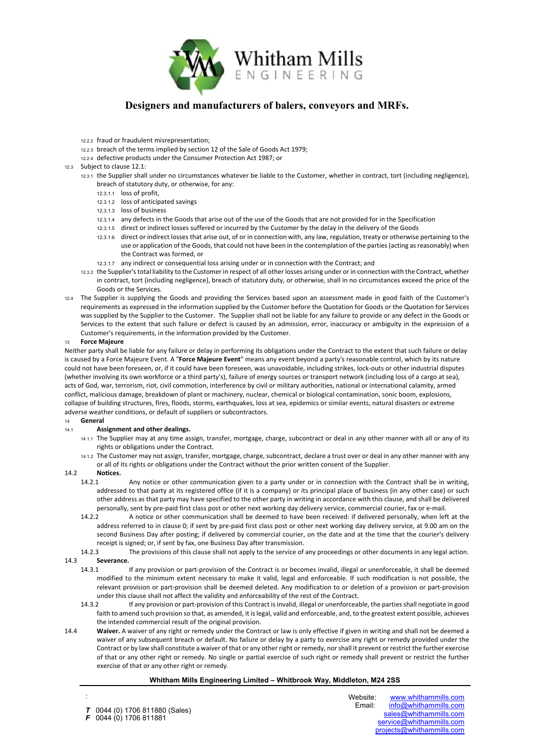12.2.2 fraud or fraudulent misrepresentation;

12.2.3 breach of the terms implied by section 12 of the Sale of Goods Act 1979;

12.2.4 defective products under the Consumer Protection Act 1987; or

12.3 Subject to clause 12.1:

12.3.1 the Supplier shall under no circumstances whatever be liable to the Customer, whether in contract, tort (including negligence), breach of statutory duty, or otherwise, for any:

12.3.1.1 loss of profit,

12.3.1.2 loss of anticipated savings

12.3.1.3 loss of business

12.3.1.4 any defects in the Goods that arise out of the use of the Goods that are not provided for in the Specification

12.3.1.5 direct or indirect losses suffered or incurred by the Customer by the delay in the delivery of the Goods

12.3.1.6 direct or indirect losses that arise out of, of or in connection with, any law, regulation, treaty or otherwise pertaining to the use or application of the Goods, that could not have been in the contemplation of the parties (acting as reasonably) when the Contract was formed, or

12.3.1.7 any indirect or consequential loss arising under or in connection with the Contract; and

12.3.2 the Supplier's total liability to the Customer in respect of all other losses arising under or in connection with the Contract, whether in contract, tort (including negligence), breach of statutory duty, or otherwise, shall in no circumstances exceed the price of the Goods or the Services.

12.4 The Supplier is supplying the Goods and providing the Services based upon an assessment made in good faith of the Customer's requirements as expressed in the information supplied by the Customer before the Quotation for Goods or the Quotation for Services was supplied by the Supplier to the Customer. The Supplier shall not be liable for any failure to provide or any defect in the Goods or Services to the extent that such failure or defect is caused by an admission, error, inaccuracy or ambiguity in the expression of a Customer's requirements, in the information provided by the Customer.

13 **Force Majeure**

Neither party shall be liable for any failure or delay in performing its obligations under the Contract to the extent that such failure or delay is caused by a Force Majeure Event. A "**Force Majeure Event**" means any event beyond a party's reasonable control, which by its nature could not have been foreseen, or, if it could have been foreseen, was unavoidable, including strikes, lock-outs or other industrial disputes (whether involving its own workforce or a third party's), failure of energy sources or transport network (including loss of a cargo at sea), acts of God, war, terrorism, riot, civil commotion, interference by civil or military authorities, national or international calamity, armed conflict, malicious damage, breakdown of plant or machinery, nuclear, chemical or biological contamination, sonic boom, explosions, collapse of building structures, fires, floods, storms, earthquakes, loss at sea, epidemics or similar events, natural disasters or extreme adverse weather conditions, or default of suppliers or subcontractors.

14 **General**

14.1 **Assignment and other dealings.**

14.1.1 The Supplier may at any time assign, transfer, mortgage, charge, subcontract or deal in any other manner with all or any of its rights or obligations under the Contract.

14.1.2 The Customer may not assign, transfer, mortgage, charge, subcontract, declare a trust over or deal in any other manner with any or all of its rights or obligations under the Contract without the prior written consent of the Supplier.

14.2 **Notices.**

14.2.1 Any notice or other communication given to a party under or in connection with the Contract shall be in writing, addressed to that party at its registered office (if it is a company) or its principal place of business (in any other case) or such other address as that party may have specified to the other party in writing in accordance with this clause, and shall be delivered personally, sent by pre-paid first class post or other next working day delivery service, commercial courier, fax or e-mail.

14.2.2 A notice or other communication shall be deemed to have been received: if delivered personally, when left at the address referred to in clause 0; if sent by pre-paid first class post or other next working day delivery service, at 9.00 am on the second Business Day after posting; if delivered by commercial courier, on the date and at the time that the courier's delivery receipt is signed; or, if sent by fax, one Business Day after transmission.

14.2.3 The provisions of this clause shall not apply to the service of any proceedings or other documents in any legal action.

14.3 **Severance.**

14.3.1 If any provision or part-provision of the Contract is or becomes invalid, illegal or unenforceable, it shall be deemed modified to the minimum extent necessary to make it valid, legal and enforceable. If such modification is not possible, the relevant provision or part-provision shall be deemed deleted. Any modification to or deletion of a provision or part-provision under this clause shall not affect the validity and enforceability of the rest of the Contract.

14.3.2 If any provision or part-provision of this Contract is invalid, illegal or unenforceable, the parties shall negotiate in good faith to amend such provision so that, as amended, it is legal, valid and enforceable, and, to the greatest extent possible, achieves the intended commercial result of the original provision.

14.4 **Waiver.** A waiver of any right or remedy under the Contract or law is only effective if given in writing and shall not be deemed a waiver of any subsequent breach or default. No failure or delay by a party to exercise any right or remedy provided under the Contract or by law shall constitute a waiver of that or any other right or remedy, nor shall it prevent or restrict the further exercise of that or any other right or remedy. No single or partial exercise of such right or remedy shall prevent or restrict the further exercise of that or any other right or remedy.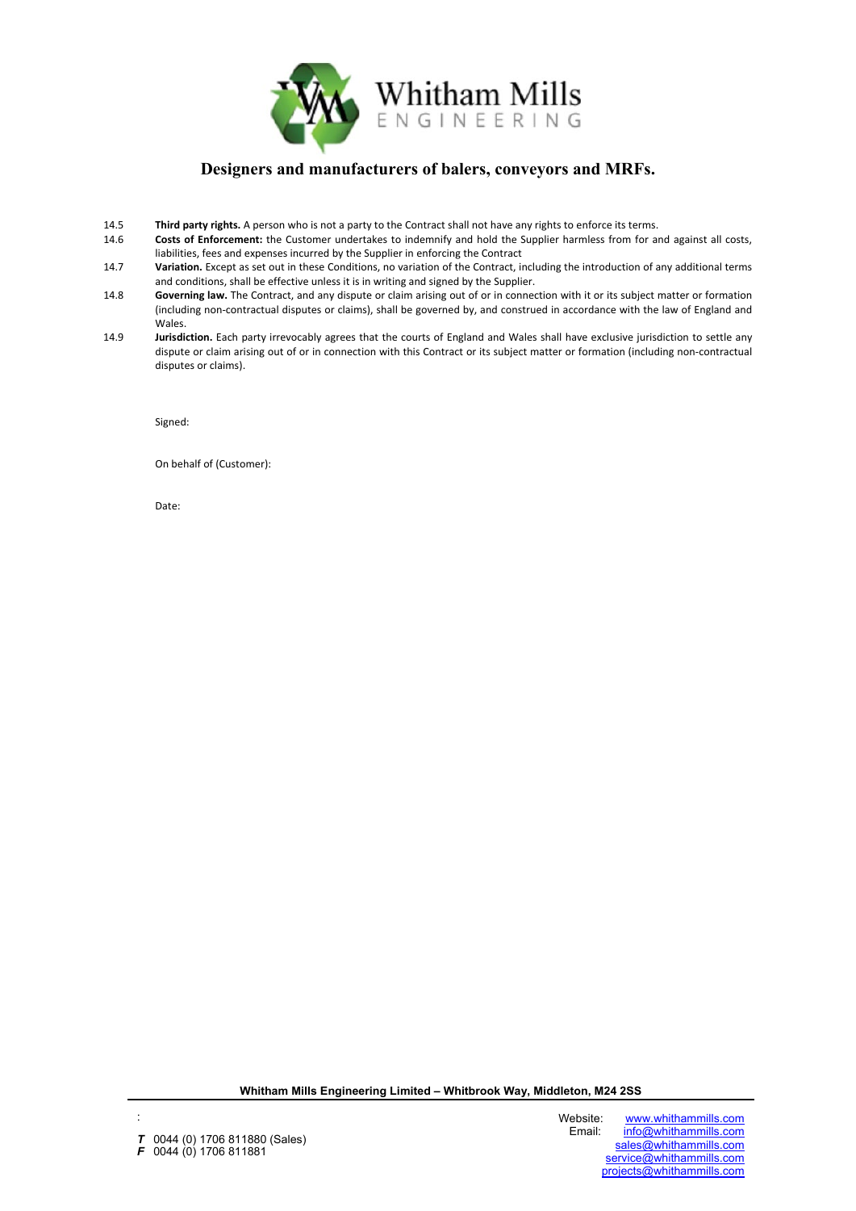Designers and manufacturers of balers, conveyors and MRFs.

14.5 **Third party rights.** A person who is not a party to the Contract shall not have any rights to enforce its terms.

14.6 **Costs of Enforcement:** the Customer undertakes to indemnify and hold the Supplier harmless from for and against all costs, liabilities, fees and expenses incurred by the Supplier in enforcing the Contract

14.7 **Variation.** Except as set out in these Conditions, no variation of the Contract, including the introduction of any additional terms and conditions, shall be effective unless it is in writing and signed by the Supplier.

14.8 **Governing law.** The Contract, and any dispute or claim arising out of or in connection with it or its subject matter or formation (including non-contractual disputes or claims), shall be governed by, and construed in accordance with the law of England and Wales.

14.9 **Jurisdiction.** Each party irrevocably agrees that the courts of England and Wales shall have exclusive jurisdiction to settle any dispute or claim arising out of or in connection with this Contract or its subject matter or formation (including non-contractual disputes or claims).

Signed:

On behalf of (Customer):

Date: